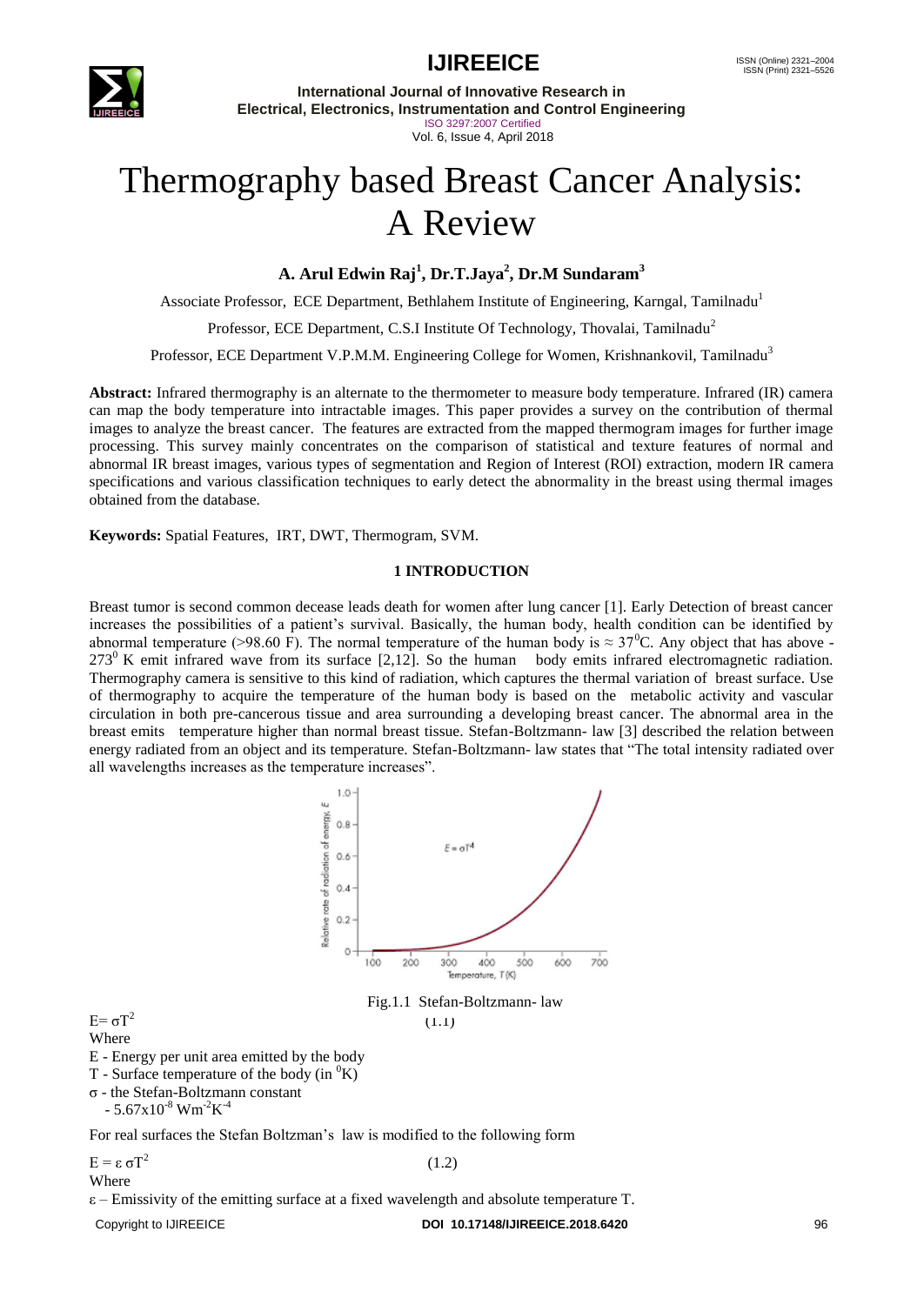# Thermography based Breast Cancer Analysis: A Review

**A. Arul Edwin Raj[1], Dr.T.Jaya[2], Dr.M Sundaram[3]**

Associate Professor, ECE Department, Bethlahem Institute of Engineering, Karngal, Tamilnadu[1]

Professor, ECE Department, C.S.I Institute Of Technology, Thovalai, Tamilnadu[2]

Professor, ECE Department V.P.M.M. Engineering College for Women, Krishnankovil, Tamilnadu[3]

**Abstract:** Infrared thermography is an alternate to the thermometer to measure body temperature. Infrared (IR) camera can map the body temperature into intractable images. This paper provides a survey on the contribution of thermal images to analyze the breast cancer. The features are extracted from the mapped thermogram images for further image processing. This survey mainly concentrates on the comparison of statistical and texture features of normal and abnormal IR breast images, various types of segmentation and Region of Interest (ROI) extraction, modern IR camera specifications and various classification techniques to early detect the abnormality in the breast using thermal images obtained from the database.

**Keywords:** Spatial Features, IRT, DWT, Thermogram, SVM.

## 1 INTRODUCTION

Breast tumor is second common decease leads death for women after lung cancer [1]. Early Detection of breast cancer increases the possibilities of a patient's survival. Basically, the human body, health condition can be identified by abnormal temperature (>98.60 F). The normal temperature of the human body is $\approx 37^0$C. Any object that has above -$273^0$ K emit infrared wave from its surface [2,12]. So the human body emits infrared electromagnetic radiation. Thermography camera is sensitive to this kind of radiation, which captures the thermal variation of breast surface. Use of thermography to acquire the temperature of the human body is based on the metabolic activity and vascular circulation in both pre-cancerous tissue and area surrounding a developing breast cancer. The abnormal area in the breast emits temperature higher than normal breast tissue. Stefan-Boltzmann- law [3] described the relation between energy radiated from an object and its temperature. Stefan-Boltzmann- law states that "The total intensity radiated over all wavelengths increases as the temperature increases".

Fig.1.1 Stefan-Boltzmann- law

$$E= \sigma T^2 \quad (1.1)$$

Where

E - Energy per unit area emitted by the body

T - Surface temperature of the body (in $^0$K)

σ - the Stefan-Boltzmann constant

- $5.67 \times 10^{-8}$ $Wm^{-2}K^{-4}$

For real surfaces the Stefan Boltzman's law is modified to the following form

$$E = \varepsilon \sigma T^2 \quad (1.2)$$

Where

ε – Emissivity of the emitting surface at a fixed wavelength and absolute temperature T.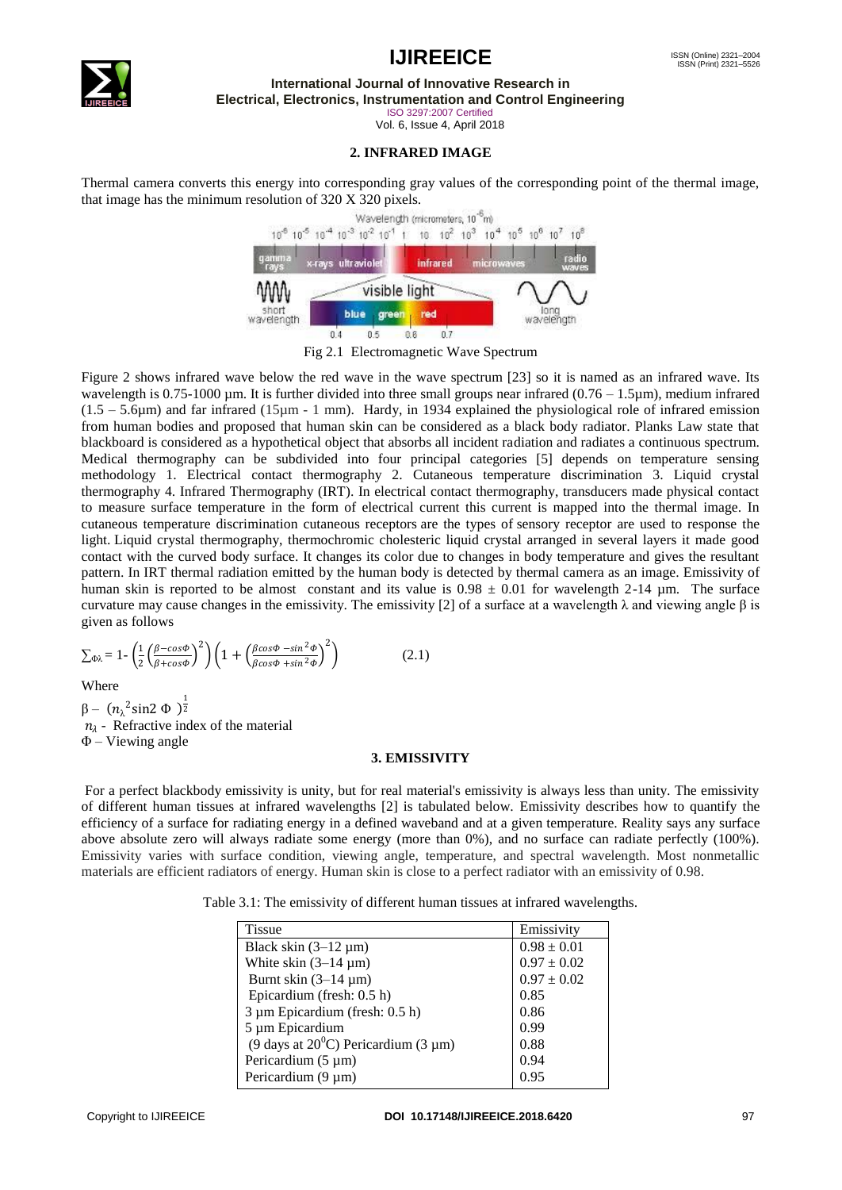## 2. INFRARED IMAGE

Thermal camera converts this energy into corresponding gray values of the corresponding point of the thermal image, that image has the minimum resolution of 320 X 320 pixels.

Fig 2.1 Electromagnetic Wave Spectrum

Figure 2 shows infrared wave below the red wave in the wave spectrum [23] so it is named as an infrared wave. Its wavelength is 0.75-1000 µm. It is further divided into three small groups near infrared (0.76 – 1.5µm), medium infrared (1.5 – 5.6µm) and far infrared (15µm - 1 mm). Hardy, in 1934 explained the physiological role of infrared emission from human bodies and proposed that human skin can be considered as a black body radiator. Planks Law state that blackboard is considered as a hypothetical object that absorbs all incident radiation and radiates a continuous spectrum. Medical thermography can be subdivided into four principal categories [5] depends on temperature sensing methodology 1. Electrical contact thermography 2. Cutaneous temperature discrimination 3. Liquid crystal thermography 4. Infrared Thermography (IRT). In electrical contact thermography, transducers made physical contact to measure surface temperature in the form of electrical current this current is mapped into the thermal image. In cutaneous temperature discrimination cutaneous receptors are the types of sensory receptor are used to response the light. Liquid crystal thermography, thermochromic cholesteric liquid crystal arranged in several layers it made good contact with the curved body surface. It changes its color due to changes in body temperature and gives the resultant pattern. In IRT thermal radiation emitted by the human body is detected by thermal camera as an image. Emissivity of human skin is reported to be almost constant and its value is 0.98 ± 0.01 for wavelength 2-14 µm. The surface curvature may cause changes in the emissivity. The emissivity [2] of a surface at a wavelength λ and viewing angle β is given as follows

$$\sum_{\Phi\lambda} = 1-\left(\frac{1}{2}\left(\frac{\beta-\cos\Phi}{\beta+\cos\Phi}\right)^{2}\right)\left(1+\left(\frac{\beta\cos\Phi-\sin^{2}\Phi}{\beta\cos\Phi+\sin^{2}\Phi}\right)^{2}\right) \qquad (2.1)$$

Where

$\beta - \left({n_{\lambda}}^{2}\sin 2\,\Phi\right)^{\frac{1}{2}}$

$n_{\lambda}$ - Refractive index of the material

$\Phi$ – Viewing angle

## 3. EMISSIVITY

For a perfect blackbody emissivity is unity, but for real material's emissivity is always less than unity. The emissivity of different human tissues at infrared wavelengths [2] is tabulated below. Emissivity describes how to quantify the efficiency of a surface for radiating energy in a defined waveband and at a given temperature. Reality says any surface above absolute zero will always radiate some energy (more than 0%), and no surface can radiate perfectly (100%). Emissivity varies with surface condition, viewing angle, temperature, and spectral wavelength. Most nonmetallic materials are efficient radiators of energy. Human skin is close to a perfect radiator with an emissivity of 0.98.

Table 3.1: The emissivity of different human tissues at infrared wavelengths.

| Tissue | Emissivity |
|---|---|
| Black skin (3–12 µm) | 0.98 ± 0.01 |
| White skin (3–14 µm) | 0.97 ± 0.02 |
| Burnt skin (3–14 µm) | 0.97 ± 0.02 |
| Epicardium (fresh: 0.5 h) | 0.85 |
| 3 µm Epicardium (fresh: 0.5 h) | 0.86 |
| 5 µm Epicardium | 0.99 |
| (9 days at $20^{0}$C) Pericardium (3 µm) | 0.88 |
| Pericardium (5 µm) | 0.94 |
| Pericardium (9 µm) | 0.95 |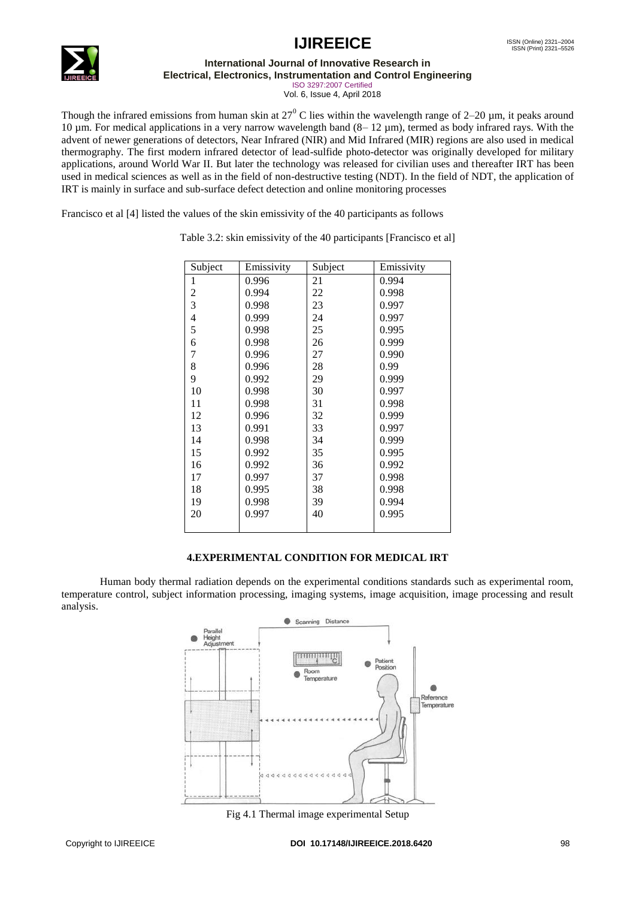Though the infrared emissions from human skin at $27^0$ C lies within the wavelength range of 2–20 µm, it peaks around 10 µm. For medical applications in a very narrow wavelength band (8– 12 µm), termed as body infrared rays. With the advent of newer generations of detectors, Near Infrared (NIR) and Mid Infrared (MIR) regions are also used in medical thermography. The first modern infrared detector of lead-sulfide photo-detector was originally developed for military applications, around World War II. But later the technology was released for civilian uses and thereafter IRT has been used in medical sciences as well as in the field of non-destructive testing (NDT). In the field of NDT, the application of IRT is mainly in surface and sub-surface defect detection and online monitoring processes

Francisco et al [4] listed the values of the skin emissivity of the 40 participants as follows

Table 3.2: skin emissivity of the 40 participants [Francisco et al]

| Subject | Emissivity | Subject | Emissivity |
|---|---|---|---|
| 1 | 0.996 | 21 | 0.994 |
| 2 | 0.994 | 22 | 0.998 |
| 3 | 0.998 | 23 | 0.997 |
| 4 | 0.999 | 24 | 0.997 |
| 5 | 0.998 | 25 | 0.995 |
| 6 | 0.998 | 26 | 0.999 |
| 7 | 0.996 | 27 | 0.990 |
| 8 | 0.996 | 28 | 0.99 |
| 9 | 0.992 | 29 | 0.999 |
| 10 | 0.998 | 30 | 0.997 |
| 11 | 0.998 | 31 | 0.998 |
| 12 | 0.996 | 32 | 0.999 |
| 13 | 0.991 | 33 | 0.997 |
| 14 | 0.998 | 34 | 0.999 |
| 15 | 0.992 | 35 | 0.995 |
| 16 | 0.992 | 36 | 0.992 |
| 17 | 0.997 | 37 | 0.998 |
| 18 | 0.995 | 38 | 0.998 |
| 19 | 0.998 | 39 | 0.994 |
| 20 | 0.997 | 40 | 0.995 |

## 4.EXPERIMENTAL CONDITION FOR MEDICAL IRT

Human body thermal radiation depends on the experimental conditions standards such as experimental room, temperature control, subject information processing, imaging systems, image acquisition, image processing and result analysis.

Fig 4.1 Thermal image experimental Setup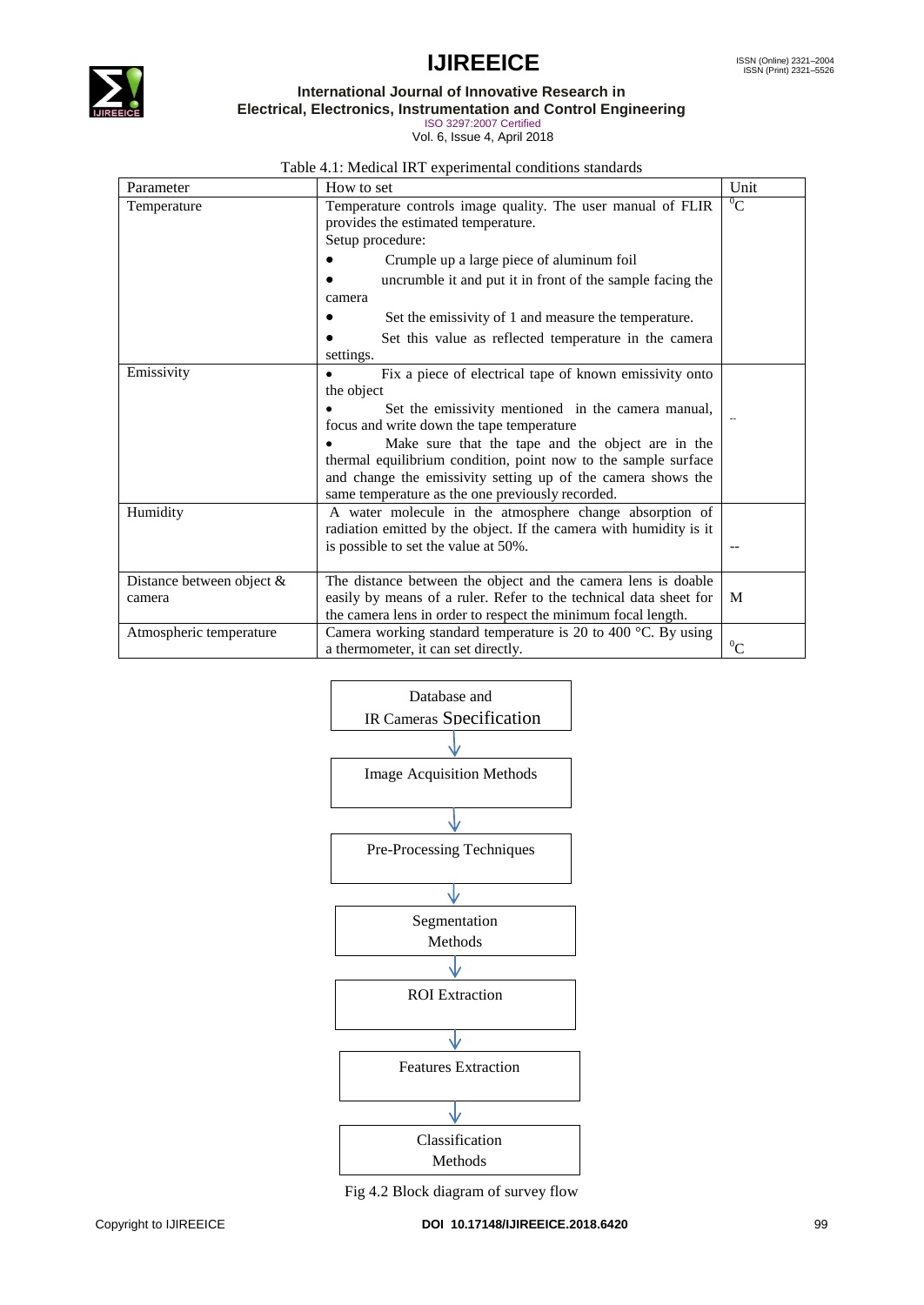Table 4.1: Medical IRT experimental conditions standards

| Parameter | How to set | Unit |
|---|---|---|
| Temperature | Temperature controls image quality. The user manual of FLIR provides the estimated temperature.<br>Setup procedure:<br>• Crumple up a large piece of aluminum foil<br>• uncrumble it and put it in front of the sample facing the camera<br>• Set the emissivity of 1 and measure the temperature.<br>• Set this value as reflected temperature in the camera settings. | $^0$C |
| Emissivity | • Fix a piece of electrical tape of known emissivity onto the object<br>• Set the emissivity mentioned in the camera manual, focus and write down the tape temperature<br>• Make sure that the tape and the object are in the thermal equilibrium condition, point now to the sample surface and change the emissivity setting up of the camera shows the same temperature as the one previously recorded. | -- |
| Humidity | A water molecule in the atmosphere change absorption of radiation emitted by the object. If the camera with humidity is it is possible to set the value at 50%. | -- |
| Distance between object & camera | The distance between the object and the camera lens is doable easily by means of a ruler. Refer to the technical data sheet for the camera lens in order to respect the minimum focal length. | M |
| Atmospheric temperature | Camera working standard temperature is 20 to 400 °C. By using a thermometer, it can set directly. | $^0$C |

Database and IR Cameras Specification → Image Acquisition Methods → Pre-Processing Techniques → Segmentation Methods → ROI Extraction → Features Extraction → Classification Methods

Fig 4.2 Block diagram of survey flow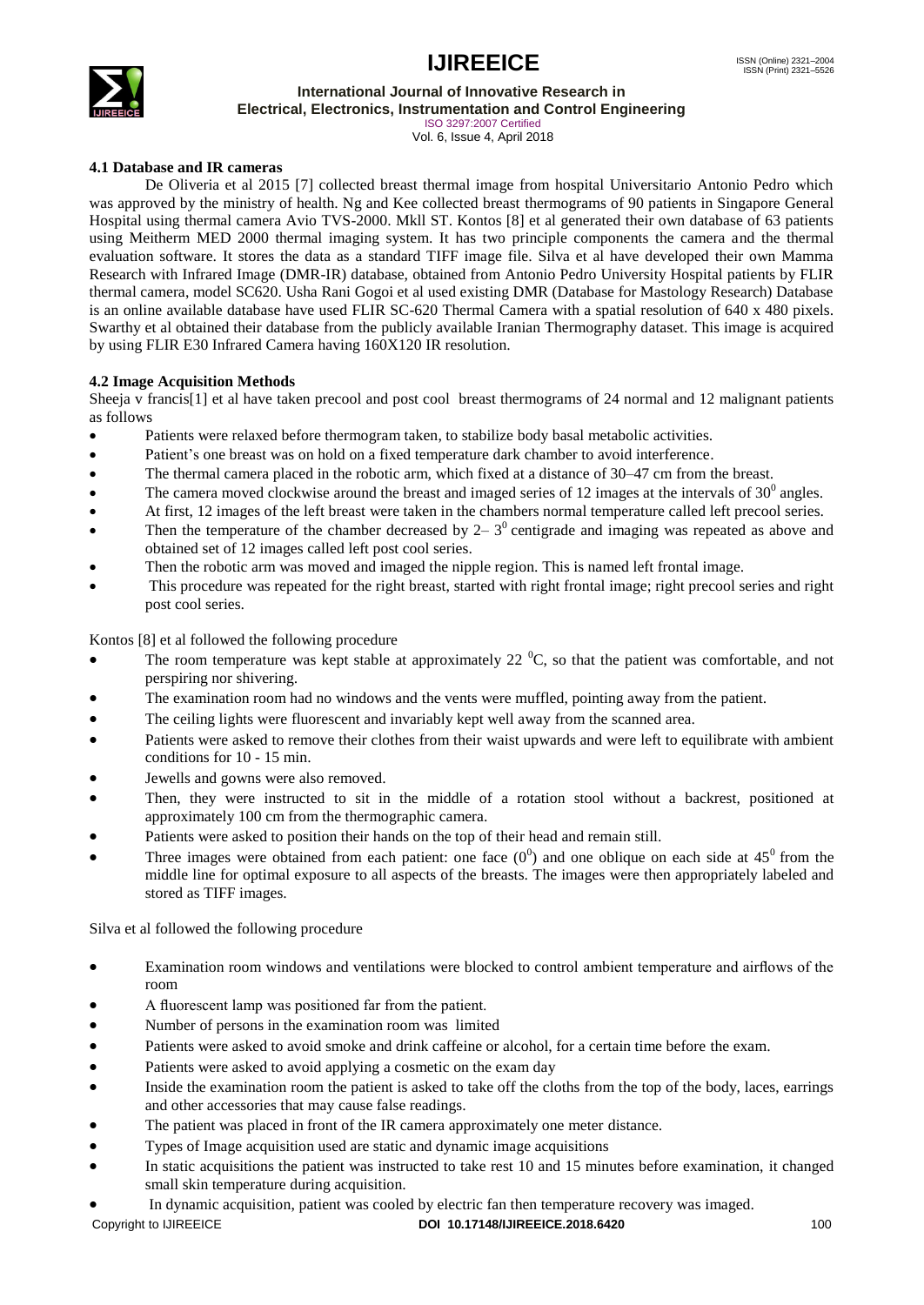### 4.1 Database and IR cameras

De Oliveria et al 2015 [7] collected breast thermal image from hospital Universitario Antonio Pedro which was approved by the ministry of health. Ng and Kee collected breast thermograms of 90 patients in Singapore General Hospital using thermal camera Avio TVS-2000. Mkll ST. Kontos [8] et al generated their own database of 63 patients using Meitherm MED 2000 thermal imaging system. It has two principle components the camera and the thermal evaluation software. It stores the data as a standard TIFF image file. Silva et al have developed their own Mamma Research with Infrared Image (DMR-IR) database, obtained from Antonio Pedro University Hospital patients by FLIR thermal camera, model SC620. Usha Rani Gogoi et al used existing DMR (Database for Mastology Research) Database is an online available database have used FLIR SC-620 Thermal Camera with a spatial resolution of 640 x 480 pixels. Swarthy et al obtained their database from the publicly available Iranian Thermography dataset. This image is acquired by using FLIR E30 Infrared Camera having 160X120 IR resolution.

### 4.2 Image Acquisition Methods

Sheeja v francis[1] et al have taken precool and post cool breast thermograms of 24 normal and 12 malignant patients as follows

- Patients were relaxed before thermogram taken, to stabilize body basal metabolic activities.
- Patient's one breast was on hold on a fixed temperature dark chamber to avoid interference.
- The thermal camera placed in the robotic arm, which fixed at a distance of 30–47 cm from the breast.
- The camera moved clockwise around the breast and imaged series of 12 images at the intervals of $30^0$ angles.
- At first, 12 images of the left breast were taken in the chambers normal temperature called left precool series.
- Then the temperature of the chamber decreased by $2– 3^0$ centigrade and imaging was repeated as above and obtained set of 12 images called left post cool series.
- Then the robotic arm was moved and imaged the nipple region. This is named left frontal image.
- This procedure was repeated for the right breast, started with right frontal image; right precool series and right post cool series.

Kontos [8] et al followed the following procedure

- The room temperature was kept stable at approximately 22 $^0$C, so that the patient was comfortable, and not perspiring nor shivering.
- The examination room had no windows and the vents were muffled, pointing away from the patient.
- The ceiling lights were fluorescent and invariably kept well away from the scanned area.
- Patients were asked to remove their clothes from their waist upwards and were left to equilibrate with ambient conditions for 10 - 15 min.
- Jewells and gowns were also removed.
- Then, they were instructed to sit in the middle of a rotation stool without a backrest, positioned at approximately 100 cm from the thermographic camera.
- Patients were asked to position their hands on the top of their head and remain still.
- Three images were obtained from each patient: one face ($0^0$) and one oblique on each side at $45^0$ from the middle line for optimal exposure to all aspects of the breasts. The images were then appropriately labeled and stored as TIFF images.

Silva et al followed the following procedure

- Examination room windows and ventilations were blocked to control ambient temperature and airflows of the room
- A fluorescent lamp was positioned far from the patient.
- Number of persons in the examination room was limited
- Patients were asked to avoid smoke and drink caffeine or alcohol, for a certain time before the exam.
- Patients were asked to avoid applying a cosmetic on the exam day
- Inside the examination room the patient is asked to take off the cloths from the top of the body, laces, earrings and other accessories that may cause false readings.
- The patient was placed in front of the IR camera approximately one meter distance.
- Types of Image acquisition used are static and dynamic image acquisitions
- In static acquisitions the patient was instructed to take rest 10 and 15 minutes before examination, it changed small skin temperature during acquisition.
- In dynamic acquisition, patient was cooled by electric fan then temperature recovery was imaged.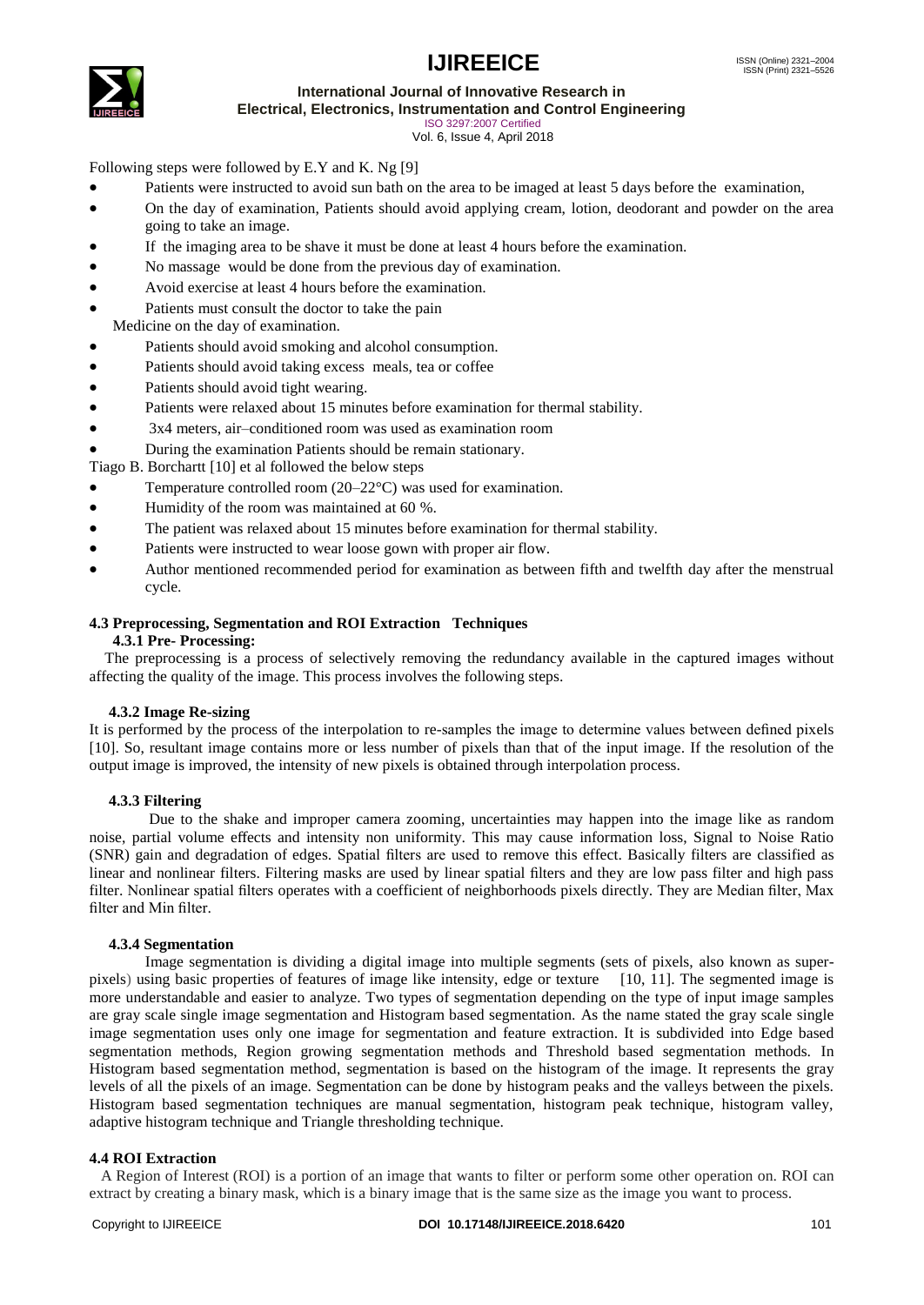Following steps were followed by E.Y and K. Ng [9]

- Patients were instructed to avoid sun bath on the area to be imaged at least 5 days before the examination,
- On the day of examination, Patients should avoid applying cream, lotion, deodorant and powder on the area going to take an image.
- If the imaging area to be shave it must be done at least 4 hours before the examination.
- No massage would be done from the previous day of examination.
- Avoid exercise at least 4 hours before the examination.
- Patients must consult the doctor to take the pain Medicine on the day of examination.
- Patients should avoid smoking and alcohol consumption.
- Patients should avoid taking excess meals, tea or coffee
- Patients should avoid tight wearing.
- Patients were relaxed about 15 minutes before examination for thermal stability.
- 3x4 meters, air–conditioned room was used as examination room
- During the examination Patients should be remain stationary.

Tiago B. Borchartt [10] et al followed the below steps

- Temperature controlled room (20–22°C) was used for examination.
- Humidity of the room was maintained at 60 %.
- The patient was relaxed about 15 minutes before examination for thermal stability.
- Patients were instructed to wear loose gown with proper air flow.
- Author mentioned recommended period for examination as between fifth and twelfth day after the menstrual cycle.

### 4.3 Preprocessing, Segmentation and ROI Extraction Techniques

#### 4.3.1 Pre- Processing:

The preprocessing is a process of selectively removing the redundancy available in the captured images without affecting the quality of the image. This process involves the following steps.

#### 4.3.2 Image Re-sizing

It is performed by the process of the interpolation to re-samples the image to determine values between defined pixels [10]. So, resultant image contains more or less number of pixels than that of the input image. If the resolution of the output image is improved, the intensity of new pixels is obtained through interpolation process.

#### 4.3.3 Filtering

Due to the shake and improper camera zooming, uncertainties may happen into the image like as random noise, partial volume effects and intensity non uniformity. This may cause information loss, Signal to Noise Ratio (SNR) gain and degradation of edges. Spatial filters are used to remove this effect. Basically filters are classified as linear and nonlinear filters. Filtering masks are used by linear spatial filters and they are low pass filter and high pass filter. Nonlinear spatial filters operates with a coefficient of neighborhoods pixels directly. They are Median filter, Max filter and Min filter.

#### 4.3.4 Segmentation

Image segmentation is dividing a digital image into multiple segments (sets of pixels, also known as super-pixels) using basic properties of features of image like intensity, edge or texture [10, 11]. The segmented image is more understandable and easier to analyze. Two types of segmentation depending on the type of input image samples are gray scale single image segmentation and Histogram based segmentation. As the name stated the gray scale single image segmentation uses only one image for segmentation and feature extraction. It is subdivided into Edge based segmentation methods, Region growing segmentation methods and Threshold based segmentation methods. In Histogram based segmentation method, segmentation is based on the histogram of the image. It represents the gray levels of all the pixels of an image. Segmentation can be done by histogram peaks and the valleys between the pixels. Histogram based segmentation techniques are manual segmentation, histogram peak technique, histogram valley, adaptive histogram technique and Triangle thresholding technique.

### 4.4 ROI Extraction

A Region of Interest (ROI) is a portion of an image that wants to filter or perform some other operation on. ROI can extract by creating a binary mask, which is a binary image that is the same size as the image you want to process.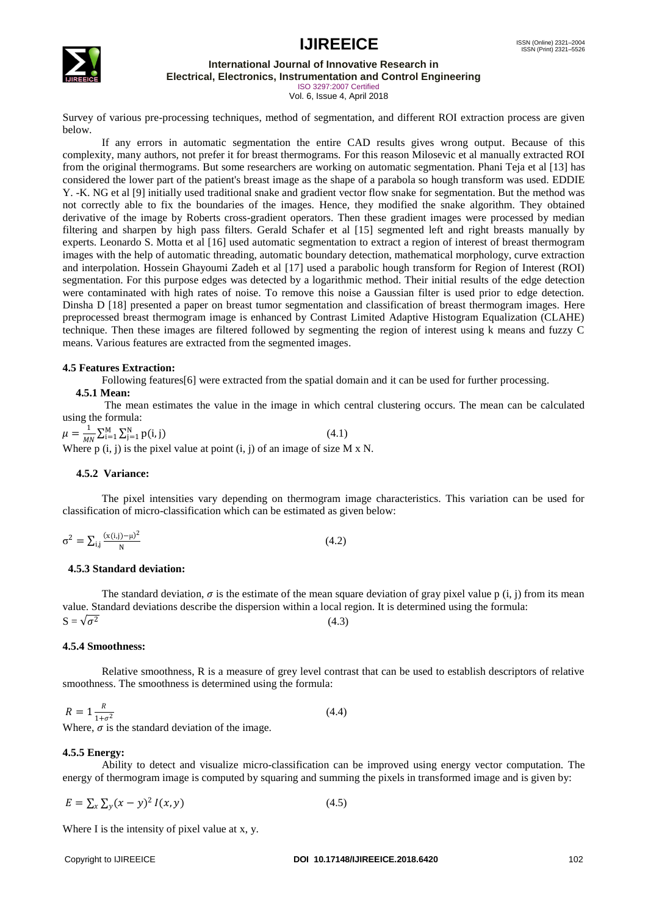Survey of various pre-processing techniques, method of segmentation, and different ROI extraction process are given below.

If any errors in automatic segmentation the entire CAD results gives wrong output. Because of this complexity, many authors, not prefer it for breast thermograms. For this reason Milosevic et al manually extracted ROI from the original thermograms. But some researchers are working on automatic segmentation. Phani Teja et al [13] has considered the lower part of the patient's breast image as the shape of a parabola so hough transform was used. EDDIE Y. -K. NG et al [9] initially used traditional snake and gradient vector flow snake for segmentation. But the method was not correctly able to fix the boundaries of the images. Hence, they modified the snake algorithm. They obtained derivative of the image by Roberts cross-gradient operators. Then these gradient images were processed by median filtering and sharpen by high pass filters. Gerald Schafer et al [15] segmented left and right breasts manually by experts. Leonardo S. Motta et al [16] used automatic segmentation to extract a region of interest of breast thermogram images with the help of automatic threading, automatic boundary detection, mathematical morphology, curve extraction and interpolation. Hossein Ghayoumi Zadeh et al [17] used a parabolic hough transform for Region of Interest (ROI) segmentation. For this purpose edges was detected by a logarithmic method. Their initial results of the edge detection were contaminated with high rates of noise. To remove this noise a Gaussian filter is used prior to edge detection. Dinsha D [18] presented a paper on breast tumor segmentation and classification of breast thermogram images. Here preprocessed breast thermogram image is enhanced by Contrast Limited Adaptive Histogram Equalization (CLAHE) technique. Then these images are filtered followed by segmenting the region of interest using k means and fuzzy C means. Various features are extracted from the segmented images.

### 4.5 Features Extraction:

Following features[6] were extracted from the spatial domain and it can be used for further processing.

#### 4.5.1 Mean:

The mean estimates the value in the image in which central clustering occurs. The mean can be calculated using the formula:

$$\mu = \frac{1}{MN}\sum_{i=1}^{M}\sum_{j=1}^{N} p(i, j) \tag{4.1}$$

Where p (i, j) is the pixel value at point (i, j) of an image of size M x N.

#### 4.5.2 Variance:

The pixel intensities vary depending on thermogram image characteristics. This variation can be used for classification of micro-classification which can be estimated as given below:

$$\sigma^2 = \sum_{i,j}\frac{(x(i,j)-\mu)^2}{N} \tag{4.2}$$

#### 4.5.3 Standard deviation:

The standard deviation, $\sigma$ is the estimate of the mean square deviation of gray pixel value p (i, j) from its mean value. Standard deviations describe the dispersion within a local region. It is determined using the formula:

$$S = \sqrt{\sigma^2} \tag{4.3}$$

#### 4.5.4 Smoothness:

Relative smoothness, R is a measure of grey level contrast that can be used to establish descriptors of relative smoothness. The smoothness is determined using the formula:

$$R = 1\frac{R}{1+\sigma^2} \tag{4.4}$$

Where, $\sigma$ is the standard deviation of the image.

#### 4.5.5 Energy:

Ability to detect and visualize micro-classification can be improved using energy vector computation. The energy of thermogram image is computed by squaring and summing the pixels in transformed image and is given by:

$$E = \sum_x\sum_y (x-y)^2\, I(x,y) \tag{4.5}$$

Where I is the intensity of pixel value at x, y.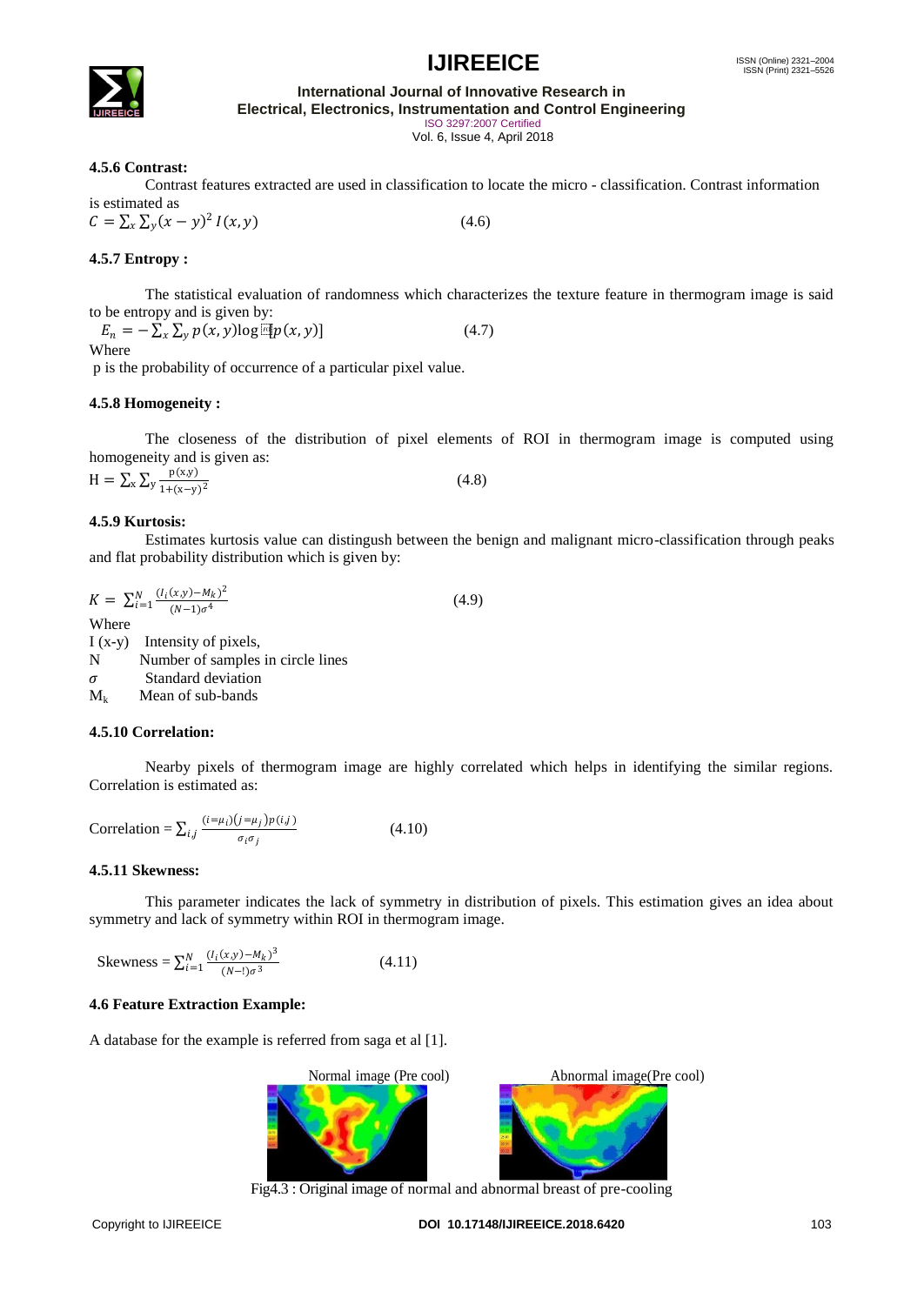#### 4.5.6 Contrast:

Contrast features extracted are used in classification to locate the micro - classification. Contrast information is estimated as

$$C = \sum_x \sum_y (x-y)^2 I(x,y) \qquad (4.6)$$

#### 4.5.7 Entropy :

The statistical evaluation of randomness which characterizes the texture feature in thermogram image is said to be entropy and is given by:

$$E_n = -\sum_x \sum_y p(x,y) \log [p(x,y)] \qquad (4.7)$$

Where

p is the probability of occurrence of a particular pixel value.

#### 4.5.8 Homogeneity :

The closeness of the distribution of pixel elements of ROI in thermogram image is computed using homogeneity and is given as:

$$H = \sum_x \sum_y \frac{p(x,y)}{1+(x-y)^2} \qquad (4.8)$$

#### 4.5.9 Kurtosis:

Estimates kurtosis value can distingush between the benign and malignant micro-classification through peaks and flat probability distribution which is given by:

$$K = \sum_{i=1}^{N} \frac{(I_i(x,y)-M_k)^2}{(N-1)\sigma^4} \qquad (4.9)$$

Where

I (x-y) Intensity of pixels,

N Number of samples in circle lines

$\sigma$ Standard deviation

$M_k$ Mean of sub-bands

#### 4.5.10 Correlation:

Nearby pixels of thermogram image are highly correlated which helps in identifying the similar regions. Correlation is estimated as:

$$\text{Correlation} = \sum_{i,j} \frac{(i=\mu_i)(j=\mu_j)p(i,j)}{\sigma_i \sigma_j} \qquad (4.10)$$

#### 4.5.11 Skewness:

This parameter indicates the lack of symmetry in distribution of pixels. This estimation gives an idea about symmetry and lack of symmetry within ROI in thermogram image.

$$\text{Skewness} = \sum_{i=1}^{N} \frac{(I_i(x,y)-M_k)^3}{(N-!)\sigma^3} \qquad (4.11)$$

### 4.6 Feature Extraction Example:

A database for the example is referred from saga et al [1].

Normal image (Pre cool) Abnormal image(Pre cool)

Fig4.3 : Original image of normal and abnormal breast of pre-cooling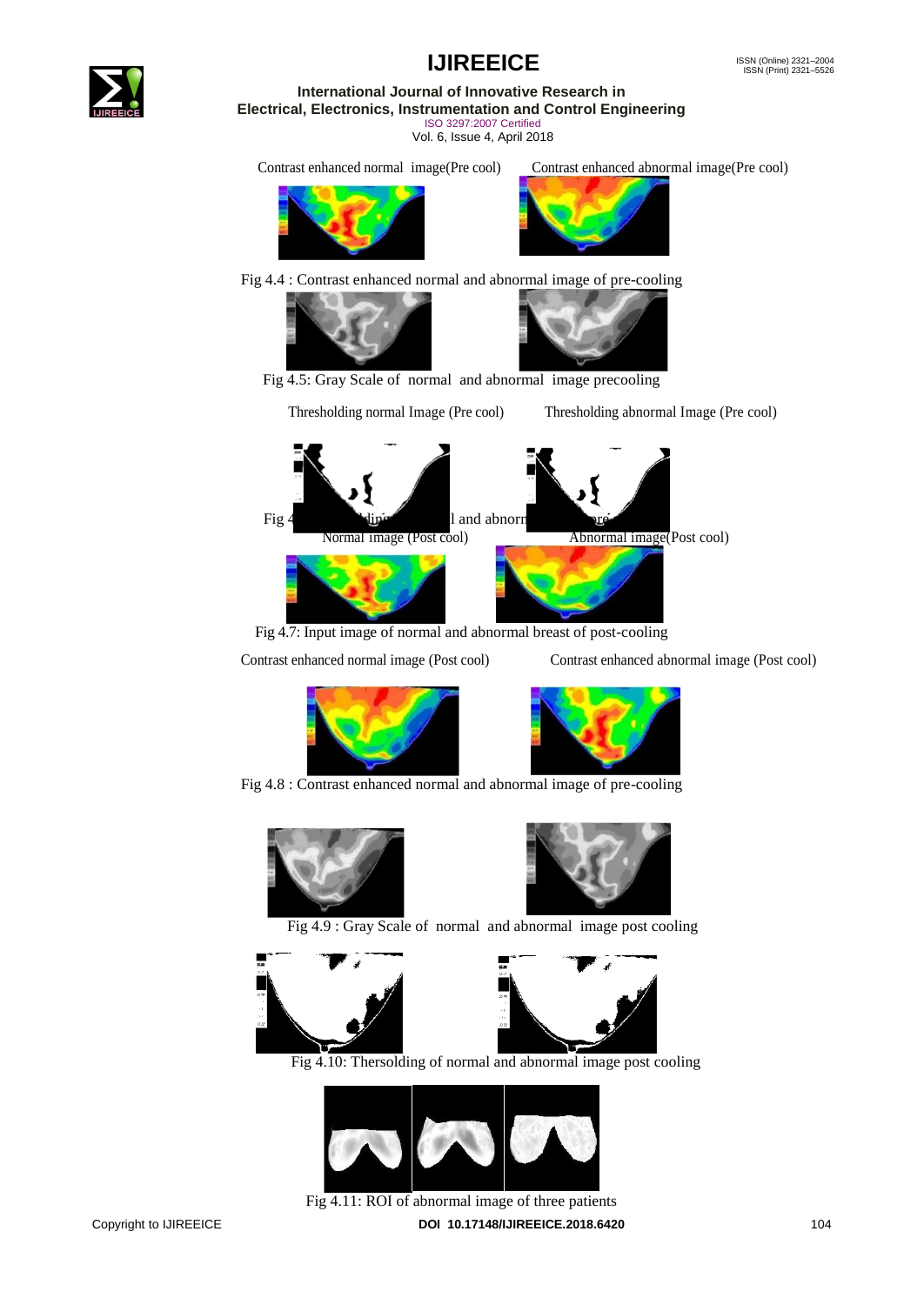Contrast enhanced normal image(Pre cool) Contrast enhanced abnormal image(Pre cool)

Fig 4.4 : Contrast enhanced normal and abnormal image of pre-cooling

Fig 4.5: Gray Scale of normal and abnormal image precooling

Thresholding normal Image (Pre cool) Thresholding abnormal Image (Pre cool)

Fig 4... l and abnorm... pre...

Normal image (Post cool) Abnormal image(Post cool)

Fig 4.7: Input image of normal and abnormal breast of post-cooling

Contrast enhanced normal image (Post cool) Contrast enhanced abnormal image (Post cool)

Fig 4.8 : Contrast enhanced normal and abnormal image of pre-cooling

Fig 4.9 : Gray Scale of normal and abnormal image post cooling

Fig 4.10: Thersolding of normal and abnormal image post cooling

Fig 4.11: ROI of abnormal image of three patients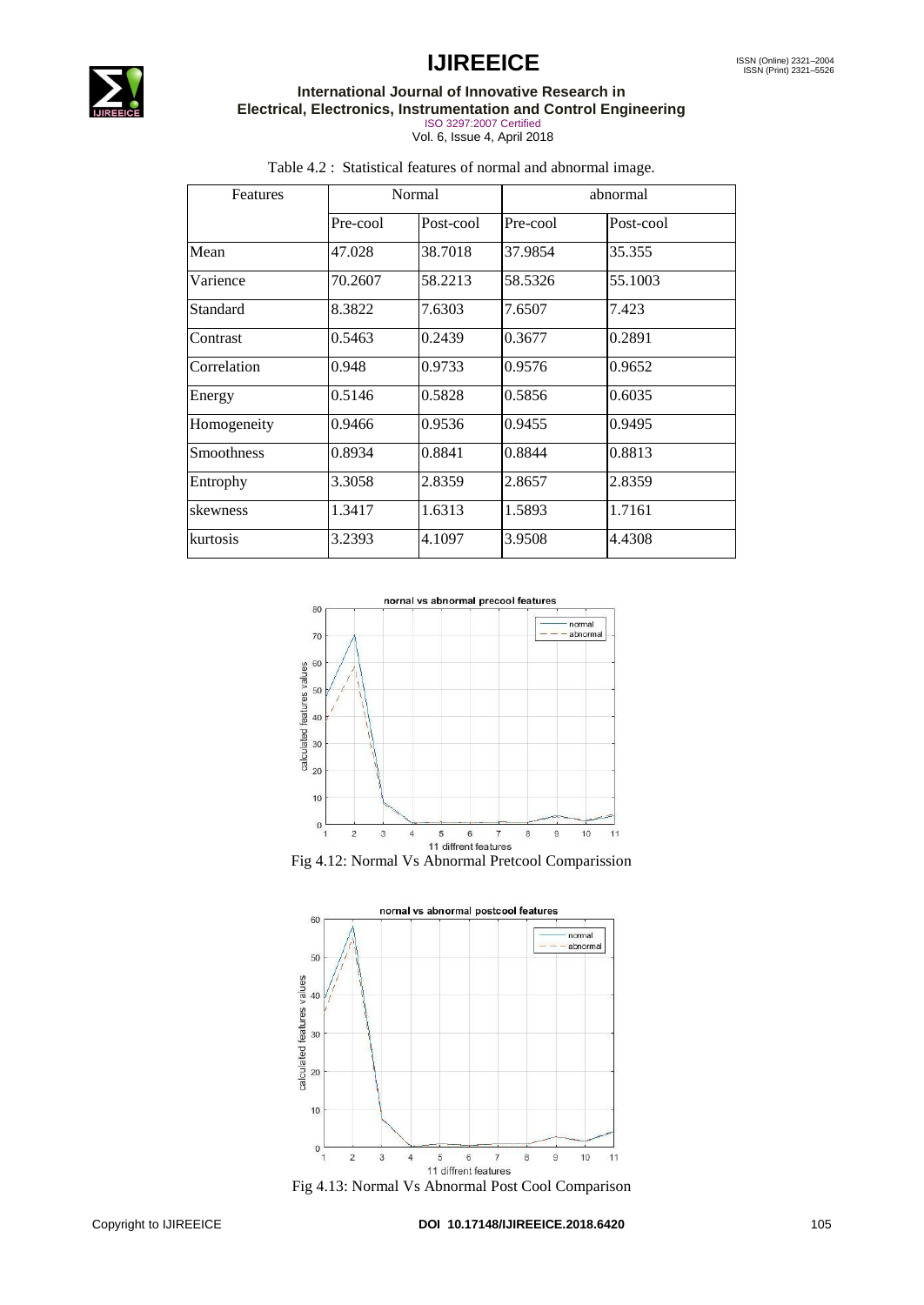Table 4.2 : Statistical features of normal and abnormal image.

| Features | Normal | | abnormal | |
|---|---|---|---|---|
| | Pre-cool | Post-cool | Pre-cool | Post-cool |
| Mean | 47.028 | 38.7018 | 37.9854 | 35.355 |
| Varience | 70.2607 | 58.2213 | 58.5326 | 55.1003 |
| Standard | 8.3822 | 7.6303 | 7.6507 | 7.423 |
| Contrast | 0.5463 | 0.2439 | 0.3677 | 0.2891 |
| Correlation | 0.948 | 0.9733 | 0.9576 | 0.9652 |
| Energy | 0.5146 | 0.5828 | 0.5856 | 0.6035 |
| Homogeneity | 0.9466 | 0.9536 | 0.9455 | 0.9495 |
| Smoothness | 0.8934 | 0.8841 | 0.8844 | 0.8813 |
| Entrophy | 3.3058 | 2.8359 | 2.8657 | 2.8359 |
| skewness | 1.3417 | 1.6313 | 1.5893 | 1.7161 |
| kurtosis | 3.2393 | 4.1097 | 3.9508 | 4.4308 |

Fig 4.12: Normal Vs Abnormal Pretcool Comparission

Fig 4.13: Normal Vs Abnormal Post Cool Comparison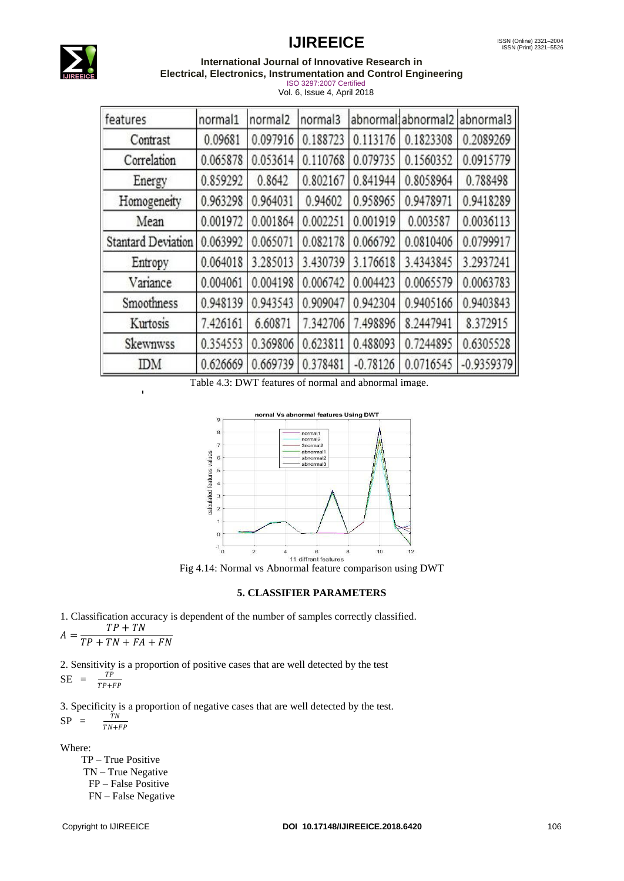| features | normal1 | normal2 | normal3 | abnormal1 | abnormal2 | abnormal3 |
|---|---|---|---|---|---|---|
| Contrast | 0.09681 | 0.097916 | 0.188723 | 0.113176 | 0.1823308 | 0.2089269 |
| Correlation | 0.065878 | 0.053614 | 0.110768 | 0.079735 | 0.1560352 | 0.0915779 |
| Energy | 0.859292 | 0.8642 | 0.802167 | 0.841944 | 0.8058964 | 0.788498 |
| Homogeneity | 0.963298 | 0.964031 | 0.94602 | 0.958965 | 0.9478971 | 0.9418289 |
| Mean | 0.001972 | 0.001864 | 0.002251 | 0.001919 | 0.003587 | 0.0036113 |
| Stantard Deviation | 0.063992 | 0.065071 | 0.082178 | 0.066792 | 0.0810406 | 0.0799917 |
| Entropy | 0.064018 | 3.285013 | 3.430739 | 3.176618 | 3.4343845 | 3.2937241 |
| Variance | 0.004061 | 0.004198 | 0.006742 | 0.004423 | 0.0065579 | 0.0063783 |
| Smoothness | 0.948139 | 0.943543 | 0.909047 | 0.942304 | 0.9405166 | 0.9403843 |
| Kurtosis | 7.426161 | 6.60871 | 7.342706 | 7.498896 | 8.2447941 | 8.372915 |
| Skewnwss | 0.354553 | 0.369806 | 0.623811 | 0.488093 | 0.7244895 | 0.6305528 |
| IDM | 0.626669 | 0.669739 | 0.378481 | -0.78126 | 0.0716545 | -0.9359379 |

Table 4.3: DWT features of normal and abnormal image.

Fig 4.14: Normal vs Abnormal feature comparison using DWT

### 5. CLASSIFIER PARAMETERS

1. Classification accuracy is dependent of the number of samples correctly classified.

$$A = \frac{TP + TN}{TP + TN + FA + FN}$$

2. Sensitivity is a proportion of positive cases that are well detected by the test

$$SE = \frac{TP}{TP+FP}$$

3. Specificity is a proportion of negative cases that are well detected by the test.

$$SP = \frac{TN}{TN+FP}$$

Where:

TP – True Positive
TN – True Negative
FP – False Positive
FN – False Negative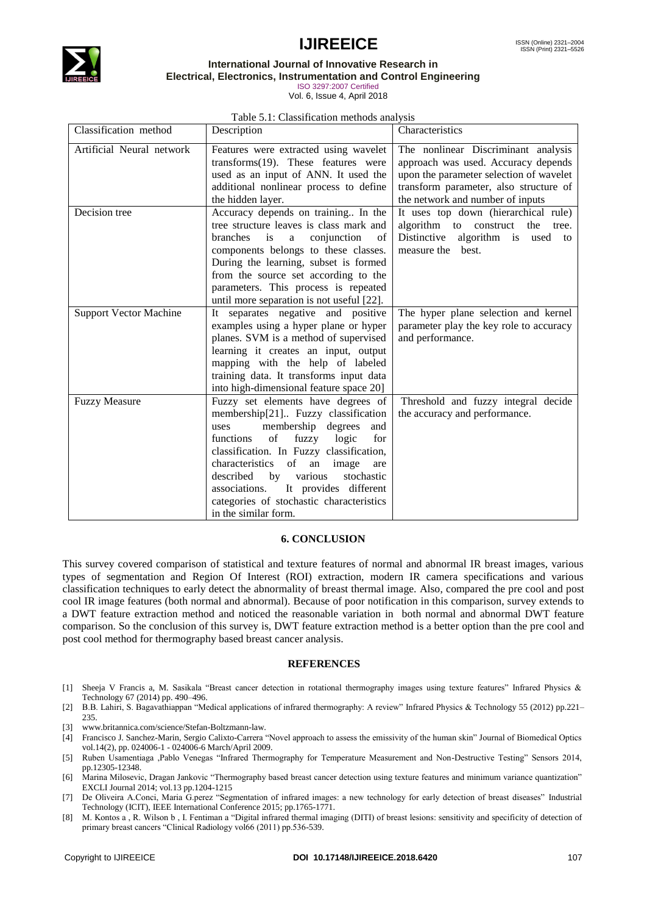Table 5.1: Classification methods analysis

| Classification method | Description | Characteristics |
| --- | --- | --- |
| Artificial Neural network | Features were extracted using wavelet transforms(19). These features were used as an input of ANN. It used the additional nonlinear process to define the hidden layer. | The nonlinear Discriminant analysis approach was used. Accuracy depends upon the parameter selection of wavelet transform parameter, also structure of the network and number of inputs |
| Decision tree | Accuracy depends on training.. In the tree structure leaves is class mark and branches is a conjunction of components belongs to these classes. During the learning, subset is formed from the source set according to the parameters. This process is repeated until more separation is not useful [22]. | It uses top down (hierarchical rule) algorithm to construct the tree. Distinctive algorithm is used to measure the best. |
| Support Vector Machine | It separates negative and positive examples using a hyper plane or hyper planes. SVM is a method of supervised learning it creates an input, output mapping with the help of labeled training data. It transforms input data into high-dimensional feature space 20] | The hyper plane selection and kernel parameter play the key role to accuracy and performance. |
| Fuzzy Measure | Fuzzy set elements have degrees of membership[21].. Fuzzy classification uses membership degrees and functions of fuzzy logic for classification. In Fuzzy classification, characteristics of an image are described by various stochastic associations. It provides different categories of stochastic characteristics in the similar form. | Threshold and fuzzy integral decide the accuracy and performance. |

## 6. CONCLUSION

This survey covered comparison of statistical and texture features of normal and abnormal IR breast images, various types of segmentation and Region Of Interest (ROI) extraction, modern IR camera specifications and various classification techniques to early detect the abnormality of breast thermal image. Also, compared the pre cool and post cool IR image features (both normal and abnormal). Because of poor notification in this comparison, survey extends to a DWT feature extraction method and noticed the reasonable variation in both normal and abnormal DWT feature comparison. So the conclusion of this survey is, DWT feature extraction method is a better option than the pre cool and post cool method for thermography based breast cancer analysis.

## REFERENCES

[1] Sheeja V Francis a, M. Sasikala "Breast cancer detection in rotational thermography images using texture features" Infrared Physics & Technology 67 (2014) pp. 490–496.

[2] B.B. Lahiri, S. Bagavathiappan "Medical applications of infrared thermography: A review" Infrared Physics & Technology 55 (2012) pp.221–235.

[3] www.britannica.com/science/Stefan-Boltzmann-law.

[4] Francisco J. Sanchez-Marin, Sergio Calixto-Carrera "Novel approach to assess the emissivity of the human skin" Journal of Biomedical Optics vol.14(2), pp. 024006-1 - 024006-6 March/April 2009.

[5] Ruben Usamentiaga ,Pablo Venegas "Infrared Thermography for Temperature Measurement and Non-Destructive Testing" Sensors 2014, pp.12305-12348.

[6] Marina Milosevic, Dragan Jankovic "Thermography based breast cancer detection using texture features and minimum variance quantization" EXCLI Journal 2014; vol.13 pp.1204-1215

[7] De Oliveira A.Conci, Maria G.perez "Segmentation of infrared images: a new technology for early detection of breast diseases" Industrial Technology (ICIT), IEEE International Conference 2015; pp.1765-1771.

[8] M. Kontos a , R. Wilson b , I. Fentiman a "Digital infrared thermal imaging (DITI) of breast lesions: sensitivity and specificity of detection of primary breast cancers "Clinical Radiology vol66 (2011) pp.536-539.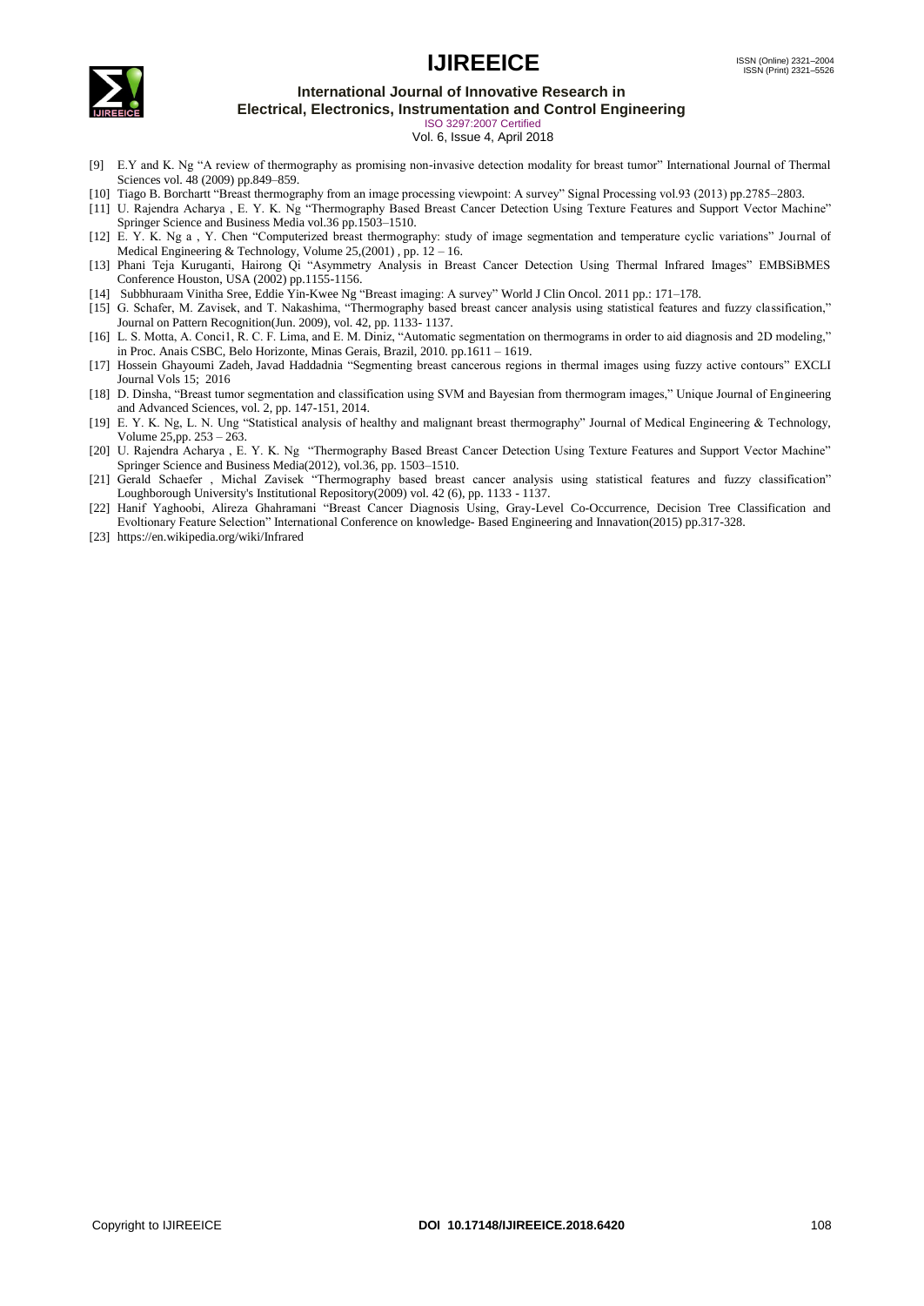[9] E.Y and K. Ng "A review of thermography as promising non-invasive detection modality for breast tumor" International Journal of Thermal Sciences vol. 48 (2009) pp.849–859.

[10] Tiago B. Borchartt "Breast thermography from an image processing viewpoint: A survey" Signal Processing vol.93 (2013) pp.2785–2803.

[11] U. Rajendra Acharya , E. Y. K. Ng "Thermography Based Breast Cancer Detection Using Texture Features and Support Vector Machine" Springer Science and Business Media vol.36 pp.1503–1510.

[12] E. Y. K. Ng a , Y. Chen "Computerized breast thermography: study of image segmentation and temperature cyclic variations" Journal of Medical Engineering & Technology, Volume 25,(2001) , pp. 12 – 16.

[13] Phani Teja Kuruganti, Hairong Qi "Asymmetry Analysis in Breast Cancer Detection Using Thermal Infrared Images" EMBSiBMES Conference Houston, USA (2002) pp.1155-1156.

[14] Subbhuraam Vinitha Sree, Eddie Yin-Kwee Ng "Breast imaging: A survey" World J Clin Oncol. 2011 pp.: 171–178.

[15] G. Schafer, M. Zavisek, and T. Nakashima, "Thermography based breast cancer analysis using statistical features and fuzzy classification," Journal on Pattern Recognition(Jun. 2009), vol. 42, pp. 1133- 1137.

[16] L. S. Motta, A. Conci1, R. C. F. Lima, and E. M. Diniz, "Automatic segmentation on thermograms in order to aid diagnosis and 2D modeling," in Proc. Anais CSBC, Belo Horizonte, Minas Gerais, Brazil, 2010. pp.1611 – 1619.

[17] Hossein Ghayoumi Zadeh, Javad Haddadnia "Segmenting breast cancerous regions in thermal images using fuzzy active contours" EXCLI Journal Vols 15; 2016

[18] D. Dinsha, "Breast tumor segmentation and classification using SVM and Bayesian from thermogram images," Unique Journal of Engineering and Advanced Sciences, vol. 2, pp. 147-151, 2014.

[19] E. Y. K. Ng, L. N. Ung "Statistical analysis of healthy and malignant breast thermography" Journal of Medical Engineering & Technology, Volume 25,pp. 253 – 263.

[20] U. Rajendra Acharya , E. Y. K. Ng "Thermography Based Breast Cancer Detection Using Texture Features and Support Vector Machine" Springer Science and Business Media(2012), vol.36, pp. 1503–1510.

[21] Gerald Schaefer , Michal Zavisek "Thermography based breast cancer analysis using statistical features and fuzzy classification" Loughborough University's Institutional Repository(2009) vol. 42 (6), pp. 1133 - 1137.

[22] Hanif Yaghoobi, Alireza Ghahramani "Breast Cancer Diagnosis Using, Gray-Level Co-Occurrence, Decision Tree Classification and Evoltionary Feature Selection" International Conference on knowledge- Based Engineering and Innavation(2015) pp.317-328.

[23] https://en.wikipedia.org/wiki/Infrared